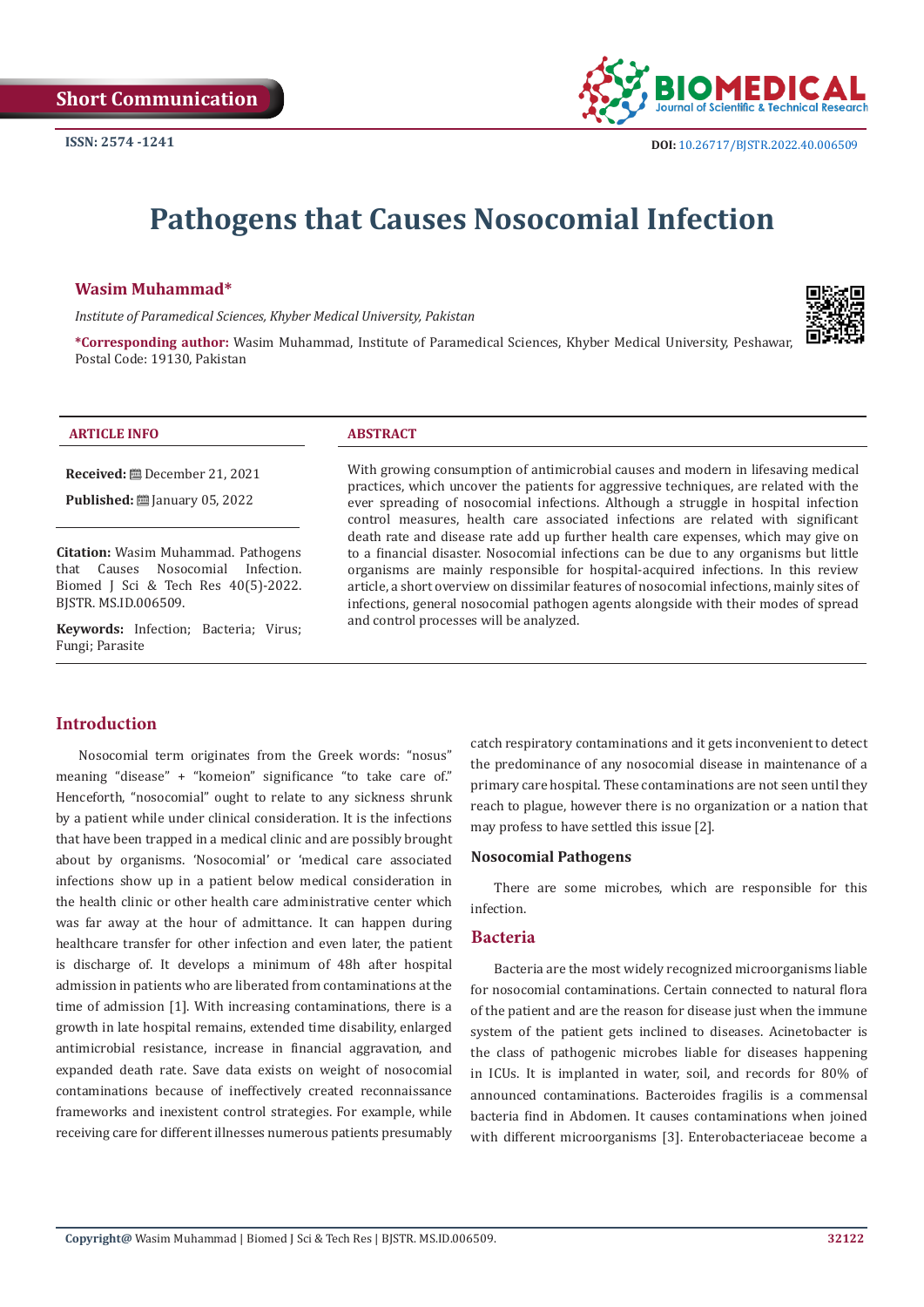Short Communication

ISSN: 2574 -1241

DOI: 10.26717/BJSTR.2022.40.006509

# Pathogens that Causes Nosocomial Infection

**Wasim Muhammad***

*Institute of Paramedical Sciences, Khyber Medical University, Pakistan*

***Corresponding author:** Wasim Muhammad, Institute of Paramedical Sciences, Khyber Medical University, Peshawar, Postal Code: 19130, Pakistan

**ARTICLE INFO**

**Received:** December 21, 2021

**Published:** January 05, 2022

**Citation:** Wasim Muhammad. Pathogens that Causes Nosocomial Infection. Biomed J Sci & Tech Res 40(5)-2022. BJSTR. MS.ID.006509.

**Keywords:** Infection; Bacteria; Virus; Fungi; Parasite

**ABSTRACT**

With growing consumption of antimicrobial causes and modern in lifesaving medical practices, which uncover the patients for aggressive techniques, are related with the ever spreading of nosocomial infections. Although a struggle in hospital infection control measures, health care associated infections are related with significant death rate and disease rate add up further health care expenses, which may give on to a financial disaster. Nosocomial infections can be due to any organisms but little organisms are mainly responsible for hospital-acquired infections. In this review article, a short overview on dissimilar features of nosocomial infections, mainly sites of infections, general nosocomial pathogen agents alongside with their modes of spread and control processes will be analyzed.

## Introduction

Nosocomial term originates from the Greek words: "nosus" meaning "disease" + "komeion" significance "to take care of." Henceforth, "nosocomial" ought to relate to any sickness shrunk by a patient while under clinical consideration. It is the infections that have been trapped in a medical clinic and are possibly brought about by organisms. 'Nosocomial' or 'medical care associated infections show up in a patient below medical consideration in the health clinic or other health care administrative center which was far away at the hour of admittance. It can happen during healthcare transfer for other infection and even later, the patient is discharge of. It develops a minimum of 48h after hospital admission in patients who are liberated from contaminations at the time of admission [1]. With increasing contaminations, there is a growth in late hospital remains, extended time disability, enlarged antimicrobial resistance, increase in financial aggravation, and expanded death rate. Save data exists on weight of nosocomial contaminations because of ineffectively created reconnaissance frameworks and inexistent control strategies. For example, while receiving care for different illnesses numerous patients presumably catch respiratory contaminations and it gets inconvenient to detect the predominance of any nosocomial disease in maintenance of a primary care hospital. These contaminations are not seen until they reach to plague, however there is no organization or a nation that may profess to have settled this issue [2].

### Nosocomial Pathogens

There are some microbes, which are responsible for this infection.

## Bacteria

Bacteria are the most widely recognized microorganisms liable for nosocomial contaminations. Certain connected to natural flora of the patient and are the reason for disease just when the immune system of the patient gets inclined to diseases. Acinetobacter is the class of pathogenic microbes liable for diseases happening in ICUs. It is implanted in water, soil, and records for 80% of announced contaminations. Bacteroides fragilis is a commensal bacteria find in Abdomen. It causes contaminations when joined with different microorganisms [3]. Enterobacteriaceae become a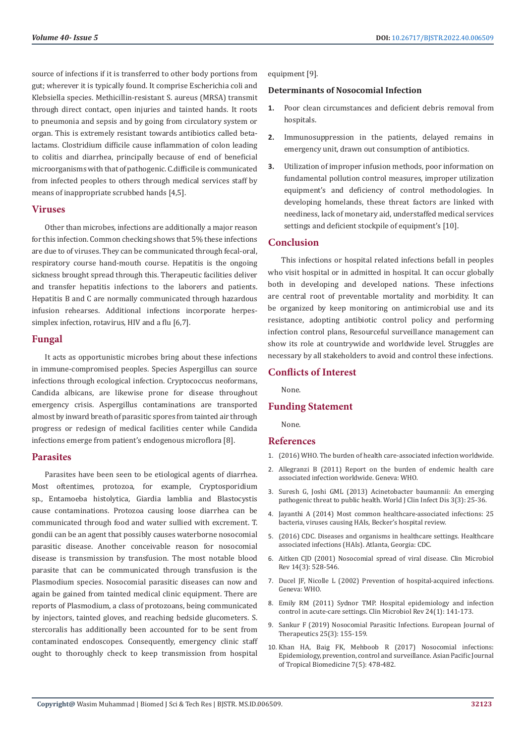source of infections if it is transferred to other body portions from gut; wherever it is typically found. It comprise Escherichia coli and Klebsiella species. Methicillin-resistant S. aureus (MRSA) transmit through direct contact, open injuries and tainted hands. It roots to pneumonia and sepsis and by going from circulatory system or organ. This is extremely resistant towards antibiotics called beta-lactams. Clostridium difficile cause inflammation of colon leading to colitis and diarrhea, principally because of end of beneficial microorganisms with that of pathogenic. C.difficile is communicated from infected peoples to others through medical services staff by means of inappropriate scrubbed hands [4,5].

## Viruses

Other than microbes, infections are additionally a major reason for this infection. Common checking shows that 5% these infections are due to of viruses. They can be communicated through fecal-oral, respiratory course hand-mouth course. Hepatitis is the ongoing sickness brought spread through this. Therapeutic facilities deliver and transfer hepatitis infections to the laborers and patients. Hepatitis B and C are normally communicated through hazardous infusion rehearses. Additional infections incorporate herpes-simplex infection, rotavirus, HIV and a flu [6,7].

## Fungal

It acts as opportunistic microbes bring about these infections in immune-compromised peoples. Species Aspergillus can source infections through ecological infection. Cryptococcus neoformans, Candida albicans, are likewise prone for disease throughout emergency crisis. Aspergillus contaminations are transported almost by inward breath of parasitic spores from tainted air through progress or redesign of medical facilities center while Candida infections emerge from patient's endogenous microflora [8].

## Parasites

Parasites have been seen to be etiological agents of diarrhea. Most oftentimes, protozoa, for example, Cryptosporidium sp., Entamoeba histolytica, Giardia lamblia and Blastocystis cause contaminations. Protozoa causing loose diarrhea can be communicated through food and water sullied with excrement. T. gondii can be an agent that possibly causes waterborne nosocomial parasitic disease. Another conceivable reason for nosocomial disease is transmission by transfusion. The most notable blood parasite that can be communicated through transfusion is the Plasmodium species. Nosocomial parasitic diseases can now and again be gained from tainted medical clinic equipment. There are reports of Plasmodium, a class of protozoans, being communicated by injectors, tainted gloves, and reaching bedside glucometers. S. stercoralis has additionally been accounted for to be sent from contaminated endoscopes. Consequently, emergency clinic staff ought to thoroughly check to keep transmission from hospital equipment [9].

### Determinants of Nosocomial Infection

1. Poor clean circumstances and deficient debris removal from hospitals.
2. Immunosuppression in the patients, delayed remains in emergency unit, drawn out consumption of antibiotics.
3. Utilization of improper infusion methods, poor information on fundamental pollution control measures, improper utilization equipment's and deficiency of control methodologies. In developing homelands, these threat factors are linked with neediness, lack of monetary aid, understaffed medical services settings and deficient stockpile of equipment's [10].

## Conclusion

This infections or hospital related infections befall in peoples who visit hospital or in admitted in hospital. It can occur globally both in developing and developed nations. These infections are central root of preventable mortality and morbidity. It can be organized by keep monitoring on antimicrobial use and its resistance, adopting antibiotic control policy and performing infection control plans, Resourceful surveillance management can show its role at countrywide and worldwide level. Struggles are necessary by all stakeholders to avoid and control these infections.

## Conflicts of Interest

None.

## Funding Statement

None.

## References

1. (2016) WHO. The burden of health care-associated infection worldwide.
2. Allegranzi B (2011) Report on the burden of endemic health care associated infection worldwide. Geneva: WHO.
3. Suresh G, Joshi GML (2013) Acinetobacter baumannii: An emerging pathogenic threat to public health. World J Clin Infect Dis 3(3): 25-36.
4. Jayanthi A (2014) Most common healthcare-associated infections: 25 bacteria, viruses causing HAIs, Becker's hospital review.
5. (2016) CDC. Diseases and organisms in healthcare settings. Healthcare associated infections (HAIs). Atlanta, Georgia: CDC.
6. Aitken CJD (2001) Nosocomial spread of viral disease. Clin Microbiol Rev 14(3): 528-546.
7. Ducel JF, Nicolle L (2002) Prevention of hospital-acquired infections. Geneva: WHO.
8. Emily RM (2011) Sydnor TMP. Hospital epidemiology and infection control in acute-care settings. Clin Microbiol Rev 24(1): 141-173.
9. Sankur F (2019) Nosocomial Parasitic Infections. European Journal of Therapeutics 25(3): 155-159.
10. Khan HA, Baig FK, Mehboob R (2017) Nosocomial infections: Epidemiology, prevention, control and surveillance. Asian Pacific Journal of Tropical Biomedicine 7(5): 478-482.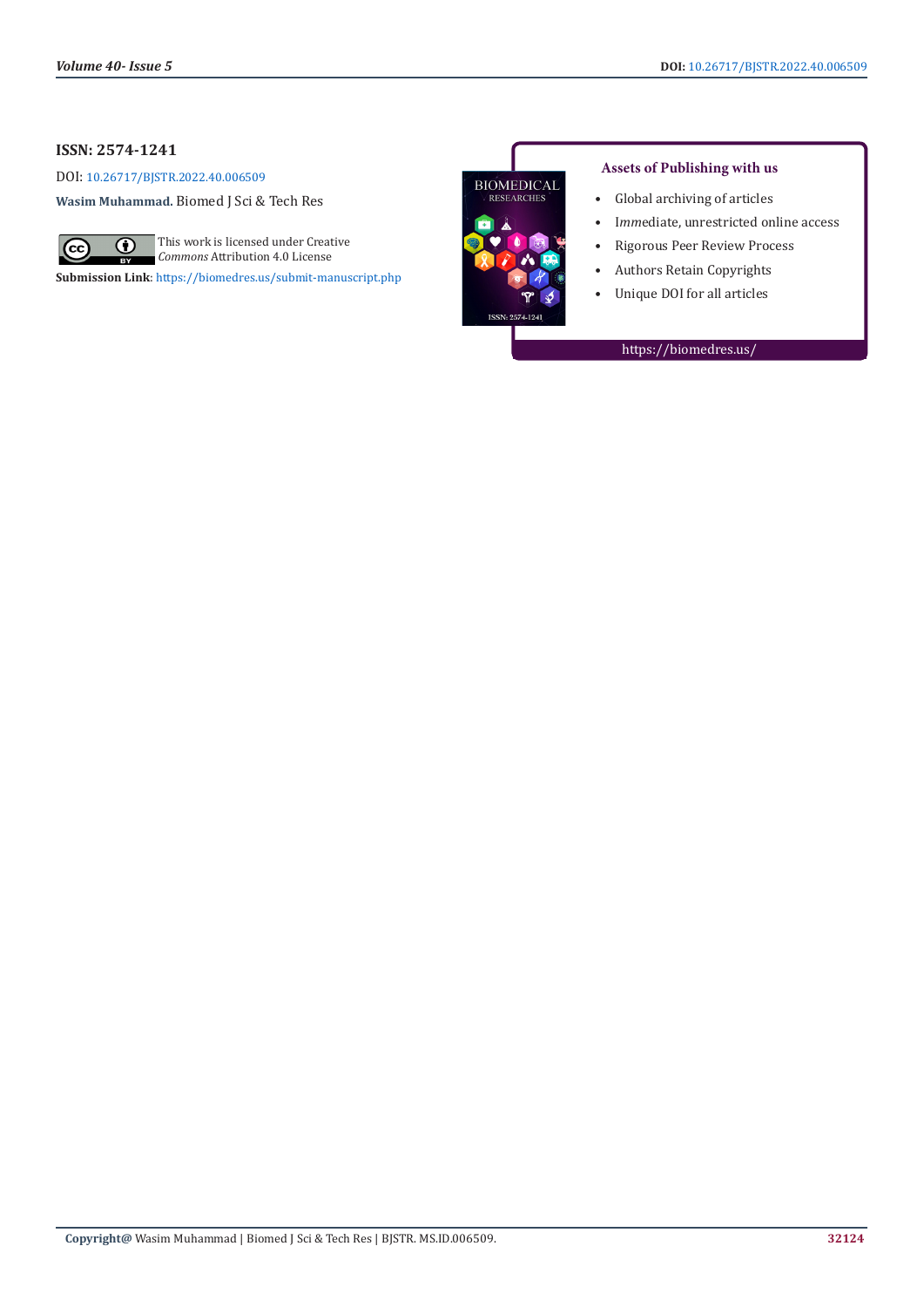**ISSN: 2574-1241**

DOI: 10.26717/BJSTR.2022.40.006509

**Wasim Muhammad.** Biomed J Sci & Tech Res

This work is licensed under Creative *Commons* Attribution 4.0 License

**Submission Link**: https://biomedres.us/submit-manuscript.php

### Assets of Publishing with us

- Global archiving of articles
- Immediate, unrestricted online access
- Rigorous Peer Review Process
- Authors Retain Copyrights
- Unique DOI for all articles

https://biomedres.us/